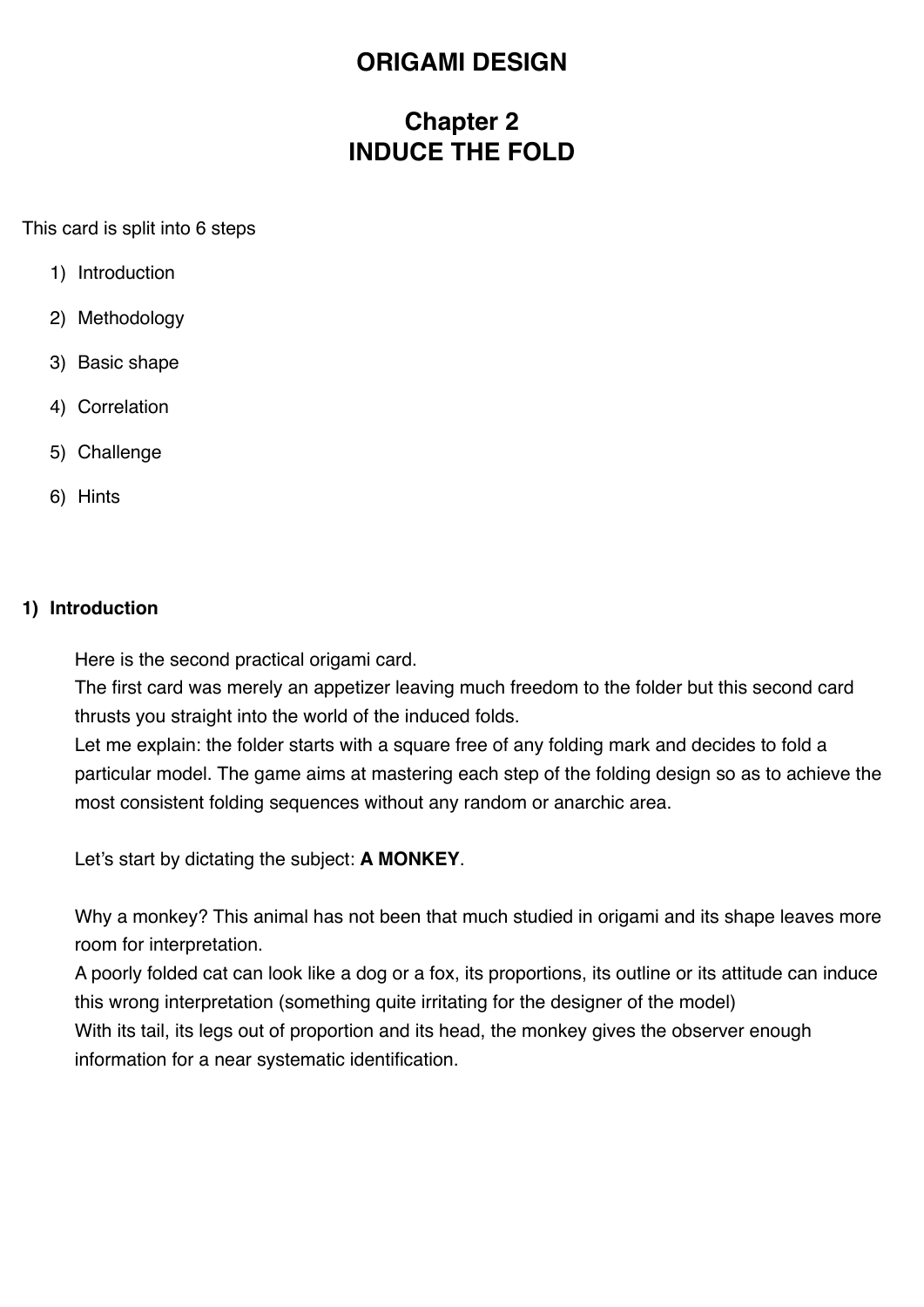# ORIGAMI DESIGN

## Chapter 2
## INDUCE THE FOLD

This card is split into 6 steps

1) Introduction
2) Methodology
3) Basic shape
4) Correlation
5) Challenge
6) Hints

### 1) Introduction

Here is the second practical origami card.
The first card was merely an appetizer leaving much freedom to the folder but this second card thrusts you straight into the world of the induced folds.
Let me explain: the folder starts with a square free of any folding mark and decides to fold a particular model. The game aims at mastering each step of the folding design so as to achieve the most consistent folding sequences without any random or anarchic area.

Let's start by dictating the subject: **A MONKEY**.

Why a monkey? This animal has not been that much studied in origami and its shape leaves more room for interpretation.
A poorly folded cat can look like a dog or a fox, its proportions, its outline or its attitude can induce this wrong interpretation (something quite irritating for the designer of the model)
With its tail, its legs out of proportion and its head, the monkey gives the observer enough information for a near systematic identification.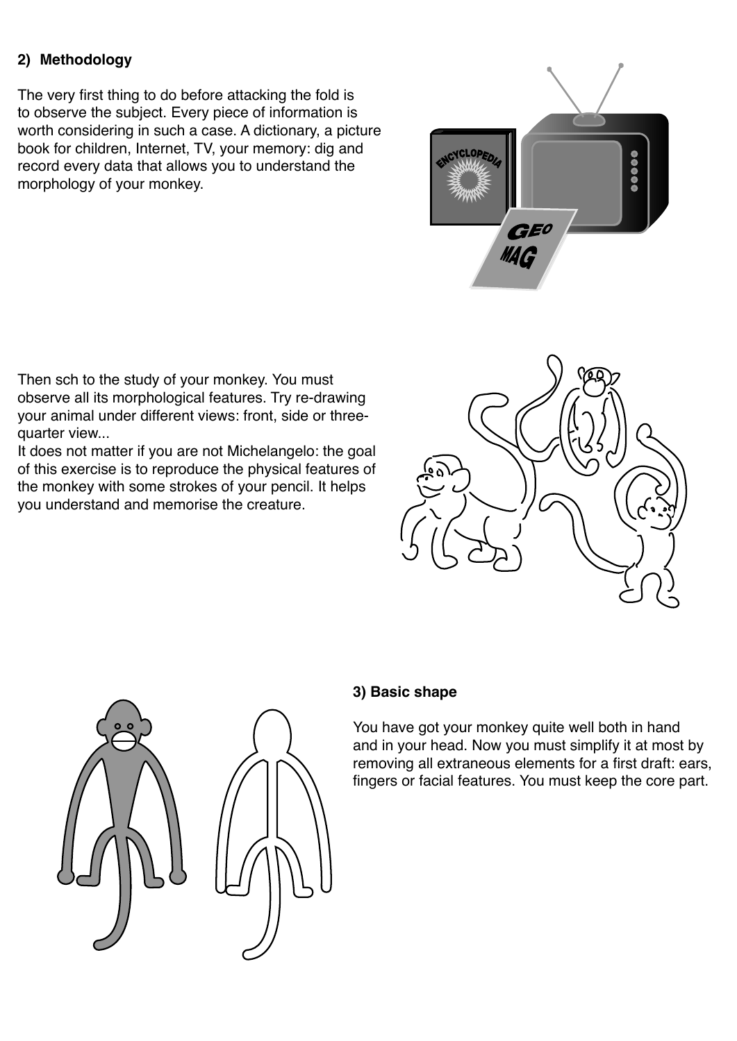## 2) Methodology

The very first thing to do before attacking the fold is to observe the subject. Every piece of information is worth considering in such a case. A dictionary, a picture book for children, Internet, TV, your memory: dig and record every data that allows you to understand the morphology of your monkey.

Then sch to the study of your monkey. You must observe all its morphological features. Try re-drawing your animal under different views: front, side or three-quarter view...

It does not matter if you are not Michelangelo: the goal of this exercise is to reproduce the physical features of the monkey with some strokes of your pencil. It helps you understand and memorise the creature.

## 3) Basic shape

You have got your monkey quite well both in hand and in your head. Now you must simplify it at most by removing all extraneous elements for a first draft: ears, fingers or facial features. You must keep the core part.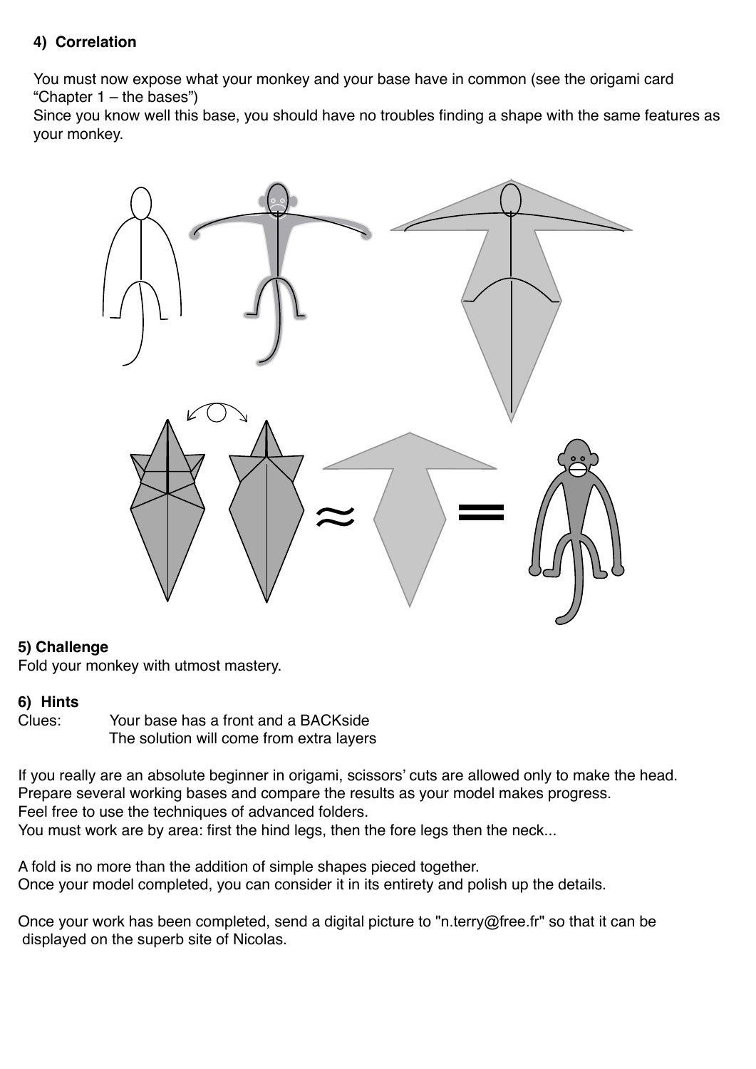## 4) Correlation

You must now expose what your monkey and your base have in common (see the origami card "Chapter 1 – the bases")
Since you know well this base, you should have no troubles finding a shape with the same features as your monkey.

≈ =

## 5) Challenge

Fold your monkey with utmost mastery.

## 6) Hints

Clues: Your base has a front and a BACKside
The solution will come from extra layers

If you really are an absolute beginner in origami, scissors' cuts are allowed only to make the head.
Prepare several working bases and compare the results as your model makes progress.
Feel free to use the techniques of advanced folders.
You must work are by area: first the hind legs, then the fore legs then the neck...

A fold is no more than the addition of simple shapes pieced together.
Once your model completed, you can consider it in its entirety and polish up the details.

Once your work has been completed, send a digital picture to "n.terry@free.fr" so that it can be displayed on the superb site of Nicolas.